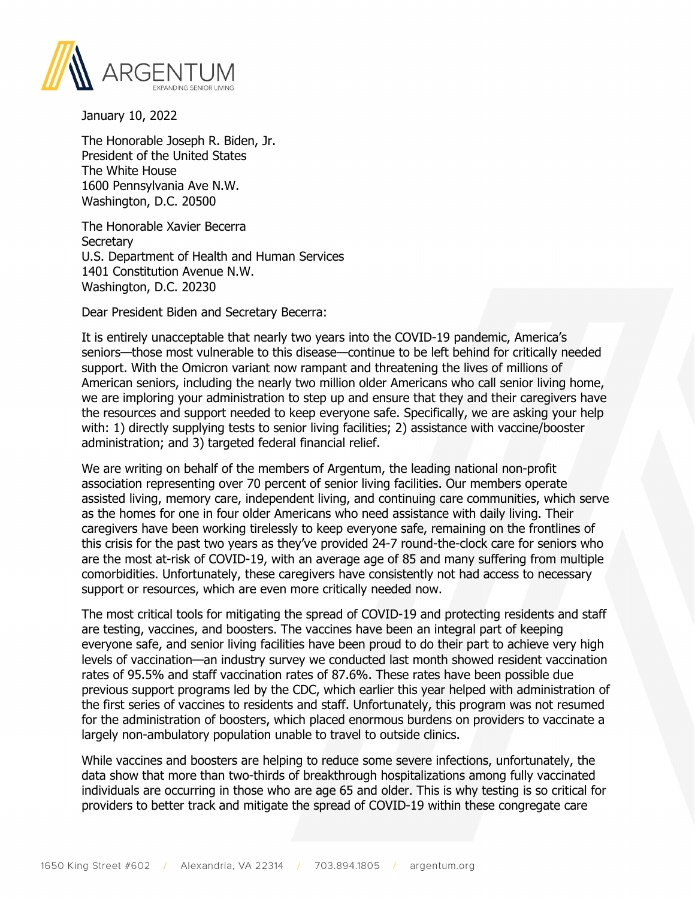ARGENTUM
EXPANDING SENIOR LIVING

January 10, 2022

The Honorable Joseph R. Biden, Jr.
President of the United States
The White House
1600 Pennsylvania Ave N.W.
Washington, D.C. 20500

The Honorable Xavier Becerra
Secretary
U.S. Department of Health and Human Services
1401 Constitution Avenue N.W.
Washington, D.C. 20230

Dear President Biden and Secretary Becerra:

It is entirely unacceptable that nearly two years into the COVID-19 pandemic, America's seniors—those most vulnerable to this disease—continue to be left behind for critically needed support. With the Omicron variant now rampant and threatening the lives of millions of American seniors, including the nearly two million older Americans who call senior living home, we are imploring your administration to step up and ensure that they and their caregivers have the resources and support needed to keep everyone safe. Specifically, we are asking your help with: 1) directly supplying tests to senior living facilities; 2) assistance with vaccine/booster administration; and 3) targeted federal financial relief.

We are writing on behalf of the members of Argentum, the leading national non-profit association representing over 70 percent of senior living facilities. Our members operate assisted living, memory care, independent living, and continuing care communities, which serve as the homes for one in four older Americans who need assistance with daily living. Their caregivers have been working tirelessly to keep everyone safe, remaining on the frontlines of this crisis for the past two years as they've provided 24-7 round-the-clock care for seniors who are the most at-risk of COVID-19, with an average age of 85 and many suffering from multiple comorbidities. Unfortunately, these caregivers have consistently not had access to necessary support or resources, which are even more critically needed now.

The most critical tools for mitigating the spread of COVID-19 and protecting residents and staff are testing, vaccines, and boosters. The vaccines have been an integral part of keeping everyone safe, and senior living facilities have been proud to do their part to achieve very high levels of vaccination—an industry survey we conducted last month showed resident vaccination rates of 95.5% and staff vaccination rates of 87.6%. These rates have been possible due previous support programs led by the CDC, which earlier this year helped with administration of the first series of vaccines to residents and staff. Unfortunately, this program was not resumed for the administration of boosters, which placed enormous burdens on providers to vaccinate a largely non-ambulatory population unable to travel to outside clinics.

While vaccines and boosters are helping to reduce some severe infections, unfortunately, the data show that more than two-thirds of breakthrough hospitalizations among fully vaccinated individuals are occurring in those who are age 65 and older. This is why testing is so critical for providers to better track and mitigate the spread of COVID-19 within these congregate care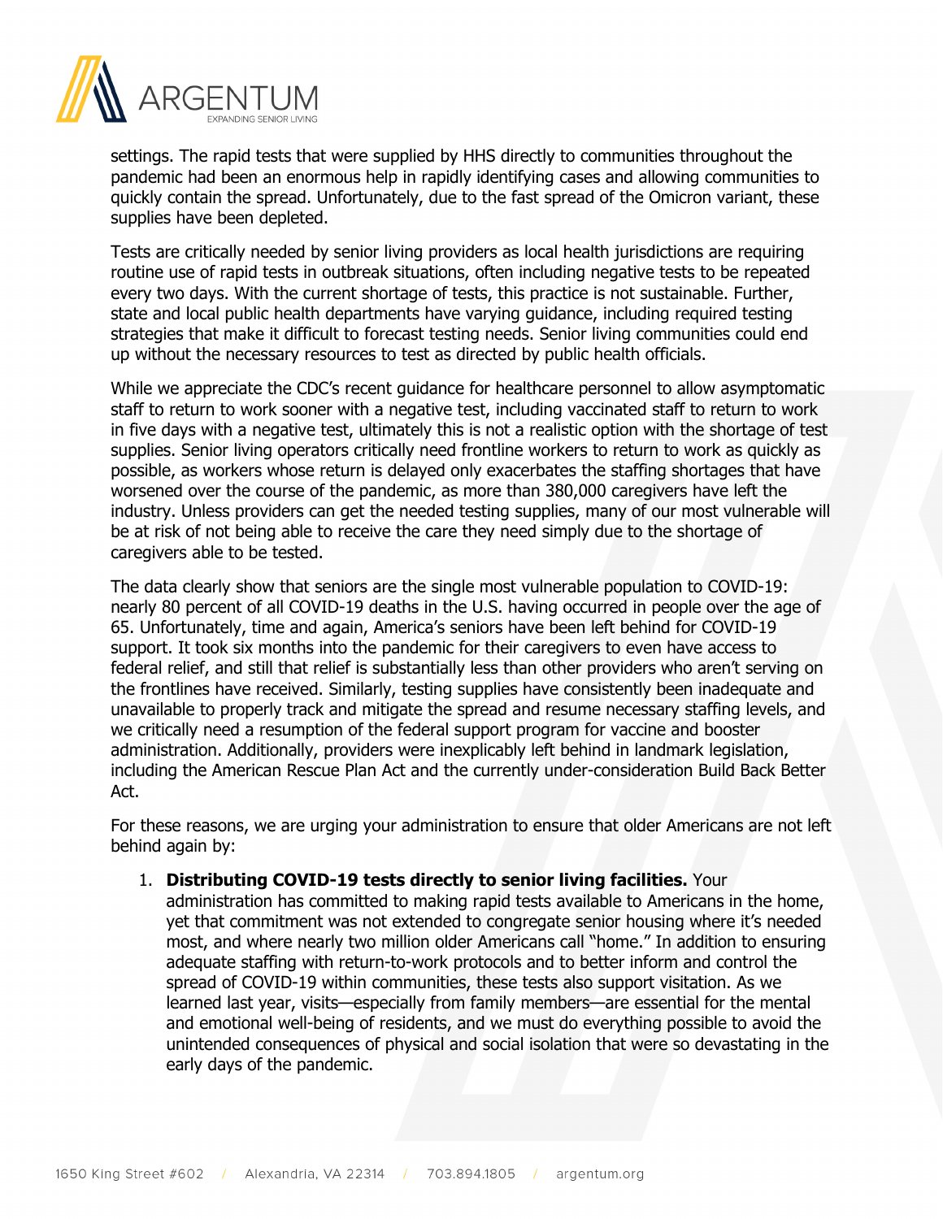settings. The rapid tests that were supplied by HHS directly to communities throughout the pandemic had been an enormous help in rapidly identifying cases and allowing communities to quickly contain the spread. Unfortunately, due to the fast spread of the Omicron variant, these supplies have been depleted.

Tests are critically needed by senior living providers as local health jurisdictions are requiring routine use of rapid tests in outbreak situations, often including negative tests to be repeated every two days. With the current shortage of tests, this practice is not sustainable. Further, state and local public health departments have varying guidance, including required testing strategies that make it difficult to forecast testing needs. Senior living communities could end up without the necessary resources to test as directed by public health officials.

While we appreciate the CDC's recent guidance for healthcare personnel to allow asymptomatic staff to return to work sooner with a negative test, including vaccinated staff to return to work in five days with a negative test, ultimately this is not a realistic option with the shortage of test supplies. Senior living operators critically need frontline workers to return to work as quickly as possible, as workers whose return is delayed only exacerbates the staffing shortages that have worsened over the course of the pandemic, as more than 380,000 caregivers have left the industry. Unless providers can get the needed testing supplies, many of our most vulnerable will be at risk of not being able to receive the care they need simply due to the shortage of caregivers able to be tested.

The data clearly show that seniors are the single most vulnerable population to COVID-19: nearly 80 percent of all COVID-19 deaths in the U.S. having occurred in people over the age of 65. Unfortunately, time and again, America's seniors have been left behind for COVID-19 support. It took six months into the pandemic for their caregivers to even have access to federal relief, and still that relief is substantially less than other providers who aren't serving on the frontlines have received. Similarly, testing supplies have consistently been inadequate and unavailable to properly track and mitigate the spread and resume necessary staffing levels, and we critically need a resumption of the federal support program for vaccine and booster administration. Additionally, providers were inexplicably left behind in landmark legislation, including the American Rescue Plan Act and the currently under-consideration Build Back Better Act.

For these reasons, we are urging your administration to ensure that older Americans are not left behind again by:

1. **Distributing COVID-19 tests directly to senior living facilities.** Your administration has committed to making rapid tests available to Americans in the home, yet that commitment was not extended to congregate senior housing where it's needed most, and where nearly two million older Americans call "home." In addition to ensuring adequate staffing with return-to-work protocols and to better inform and control the spread of COVID-19 within communities, these tests also support visitation. As we learned last year, visits—especially from family members—are essential for the mental and emotional well-being of residents, and we must do everything possible to avoid the unintended consequences of physical and social isolation that were so devastating in the early days of the pandemic.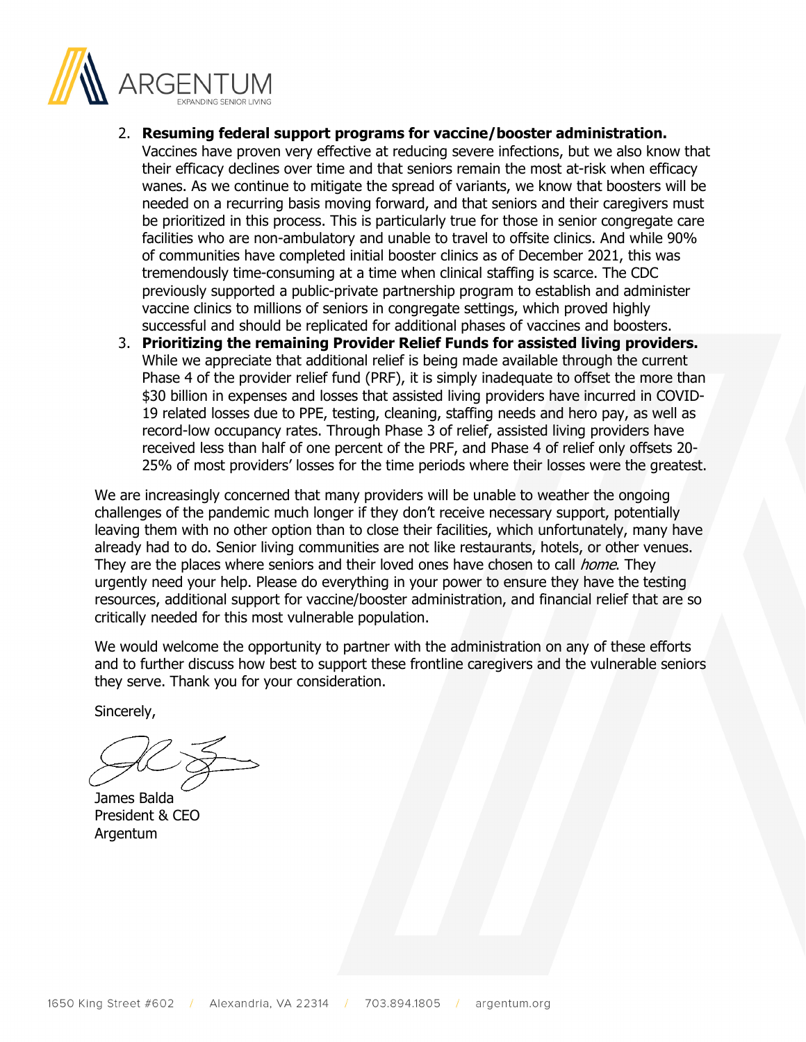2. **Resuming federal support programs for vaccine/booster administration.** Vaccines have proven very effective at reducing severe infections, but we also know that their efficacy declines over time and that seniors remain the most at-risk when efficacy wanes. As we continue to mitigate the spread of variants, we know that boosters will be needed on a recurring basis moving forward, and that seniors and their caregivers must be prioritized in this process. This is particularly true for those in senior congregate care facilities who are non-ambulatory and unable to travel to offsite clinics. And while 90% of communities have completed initial booster clinics as of December 2021, this was tremendously time-consuming at a time when clinical staffing is scarce. The CDC previously supported a public-private partnership program to establish and administer vaccine clinics to millions of seniors in congregate settings, which proved highly successful and should be replicated for additional phases of vaccines and boosters.
3. **Prioritizing the remaining Provider Relief Funds for assisted living providers.** While we appreciate that additional relief is being made available through the current Phase 4 of the provider relief fund (PRF), it is simply inadequate to offset the more than $30 billion in expenses and losses that assisted living providers have incurred in COVID-19 related losses due to PPE, testing, cleaning, staffing needs and hero pay, as well as record-low occupancy rates. Through Phase 3 of relief, assisted living providers have received less than half of one percent of the PRF, and Phase 4 of relief only offsets 20-25% of most providers' losses for the time periods where their losses were the greatest.

We are increasingly concerned that many providers will be unable to weather the ongoing challenges of the pandemic much longer if they don't receive necessary support, potentially leaving them with no other option than to close their facilities, which unfortunately, many have already had to do. Senior living communities are not like restaurants, hotels, or other venues. They are the places where seniors and their loved ones have chosen to call *home*. They urgently need your help. Please do everything in your power to ensure they have the testing resources, additional support for vaccine/booster administration, and financial relief that are so critically needed for this most vulnerable population.

We would welcome the opportunity to partner with the administration on any of these efforts and to further discuss how best to support these frontline caregivers and the vulnerable seniors they serve. Thank you for your consideration.

Sincerely,

James Balda
President & CEO
Argentum